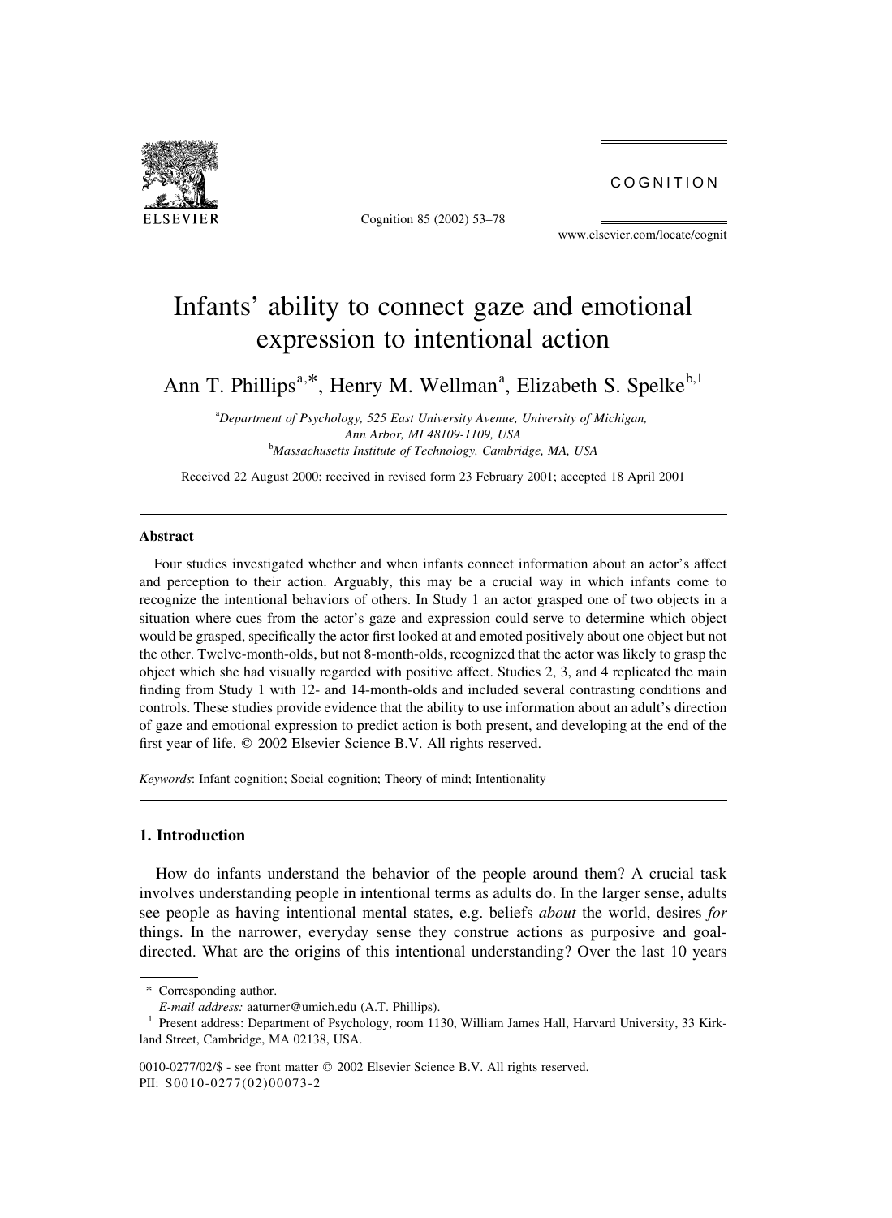# Infants' ability to connect gaze and emotional expression to intentional action

Ann T. Phillips[a,*], Henry M. Wellman[a], Elizabeth S. Spelke[b,1]

[a]Department of Psychology, 525 East University Avenue, University of Michigan, Ann Arbor, MI 48109-1109, USA

[b]Massachusetts Institute of Technology, Cambridge, MA, USA

Received 22 August 2000; received in revised form 23 February 2001; accepted 18 April 2001

## Abstract

Four studies investigated whether and when infants connect information about an actor's affect and perception to their action. Arguably, this may be a crucial way in which infants come to recognize the intentional behaviors of others. In Study 1 an actor grasped one of two objects in a situation where cues from the actor's gaze and expression could serve to determine which object would be grasped, specifically the actor first looked at and emoted positively about one object but not the other. Twelve-month-olds, but not 8-month-olds, recognized that the actor was likely to grasp the object which she had visually regarded with positive affect. Studies 2, 3, and 4 replicated the main finding from Study 1 with 12- and 14-month-olds and included several contrasting conditions and controls. These studies provide evidence that the ability to use information about an adult's direction of gaze and emotional expression to predict action is both present, and developing at the end of the first year of life. © 2002 Elsevier Science B.V. All rights reserved.

*Keywords*: Infant cognition; Social cognition; Theory of mind; Intentionality

## 1. Introduction

How do infants understand the behavior of the people around them? A crucial task involves understanding people in intentional terms as adults do. In the larger sense, adults see people as having intentional mental states, e.g. beliefs *about* the world, desires *for* things. In the narrower, everyday sense they construe actions as purposive and goal-directed. What are the origins of this intentional understanding? Over the last 10 years

\* Corresponding author.

*E-mail address:* aaturner@umich.edu (A.T. Phillips).

[1] Present address: Department of Psychology, room 1130, William James Hall, Harvard University, 33 Kirkland Street, Cambridge, MA 02138, USA.

0010-0277/02/$ - see front matter © 2002 Elsevier Science B.V. All rights reserved.
PII: S0010-0277(02)00073-2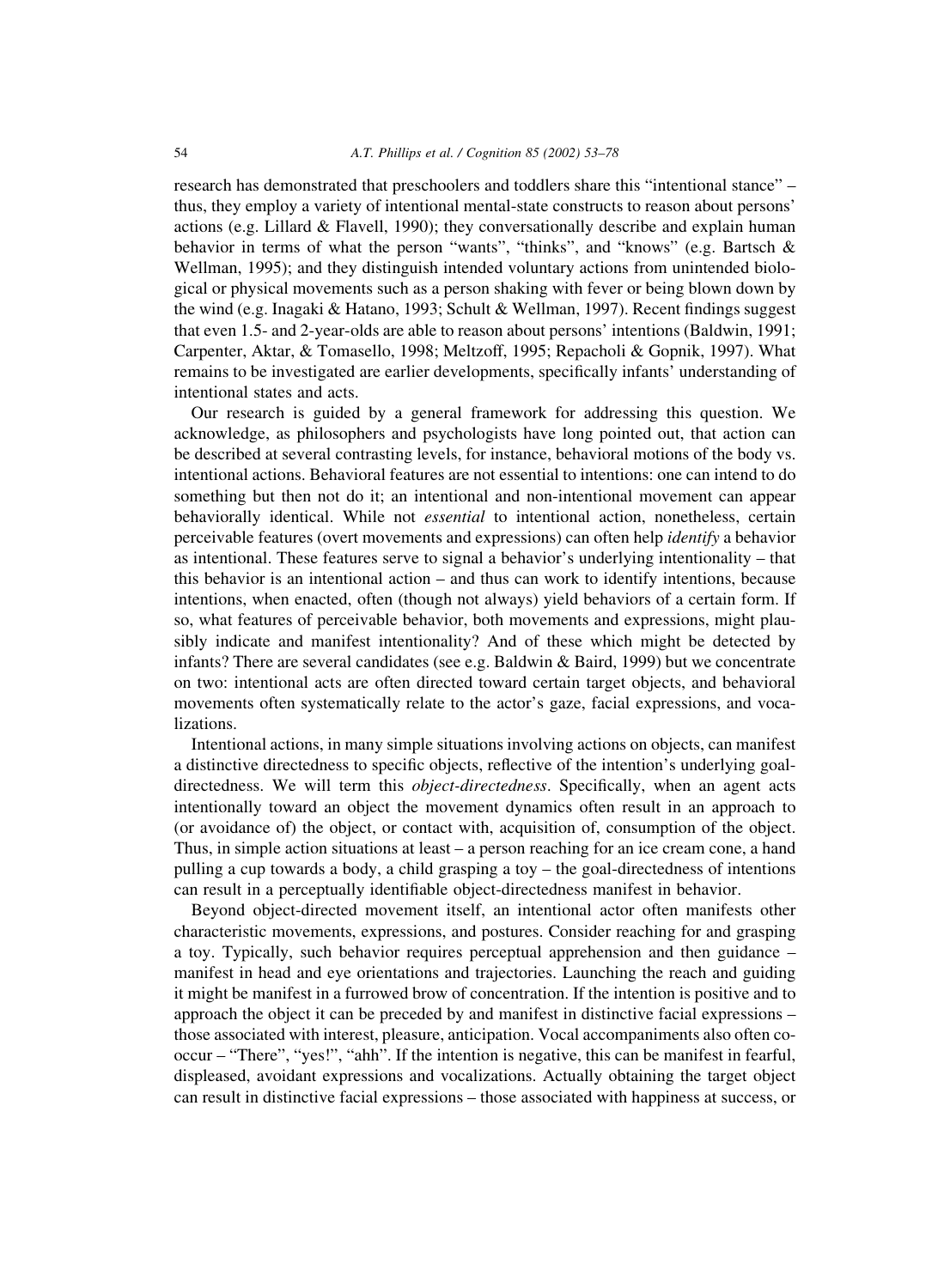research has demonstrated that preschoolers and toddlers share this "intentional stance" – thus, they employ a variety of intentional mental-state constructs to reason about persons' actions (e.g. Lillard & Flavell, 1990); they conversationally describe and explain human behavior in terms of what the person "wants", "thinks", and "knows" (e.g. Bartsch & Wellman, 1995); and they distinguish intended voluntary actions from unintended biological or physical movements such as a person shaking with fever or being blown down by the wind (e.g. Inagaki & Hatano, 1993; Schult & Wellman, 1997). Recent findings suggest that even 1.5- and 2-year-olds are able to reason about persons' intentions (Baldwin, 1991; Carpenter, Aktar, & Tomasello, 1998; Meltzoff, 1995; Repacholi & Gopnik, 1997). What remains to be investigated are earlier developments, specifically infants' understanding of intentional states and acts.

Our research is guided by a general framework for addressing this question. We acknowledge, as philosophers and psychologists have long pointed out, that action can be described at several contrasting levels, for instance, behavioral motions of the body vs. intentional actions. Behavioral features are not essential to intentions: one can intend to do something but then not do it; an intentional and non-intentional movement can appear behaviorally identical. While not *essential* to intentional action, nonetheless, certain perceivable features (overt movements and expressions) can often help *identify* a behavior as intentional. These features serve to signal a behavior's underlying intentionality – that this behavior is an intentional action – and thus can work to identify intentions, because intentions, when enacted, often (though not always) yield behaviors of a certain form. If so, what features of perceivable behavior, both movements and expressions, might plausibly indicate and manifest intentionality? And of these which might be detected by infants? There are several candidates (see e.g. Baldwin & Baird, 1999) but we concentrate on two: intentional acts are often directed toward certain target objects, and behavioral movements often systematically relate to the actor's gaze, facial expressions, and vocalizations.

Intentional actions, in many simple situations involving actions on objects, can manifest a distinctive directedness to specific objects, reflective of the intention's underlying goal-directedness. We will term this *object-directedness*. Specifically, when an agent acts intentionally toward an object the movement dynamics often result in an approach to (or avoidance of) the object, or contact with, acquisition of, consumption of the object. Thus, in simple action situations at least – a person reaching for an ice cream cone, a hand pulling a cup towards a body, a child grasping a toy – the goal-directedness of intentions can result in a perceptually identifiable object-directedness manifest in behavior.

Beyond object-directed movement itself, an intentional actor often manifests other characteristic movements, expressions, and postures. Consider reaching for and grasping a toy. Typically, such behavior requires perceptual apprehension and then guidance – manifest in head and eye orientations and trajectories. Launching the reach and guiding it might be manifest in a furrowed brow of concentration. If the intention is positive and to approach the object it can be preceded by and manifest in distinctive facial expressions – those associated with interest, pleasure, anticipation. Vocal accompaniments also often co-occur – "There", "yes!", "ahh". If the intention is negative, this can be manifest in fearful, displeased, avoidant expressions and vocalizations. Actually obtaining the target object can result in distinctive facial expressions – those associated with happiness at success, or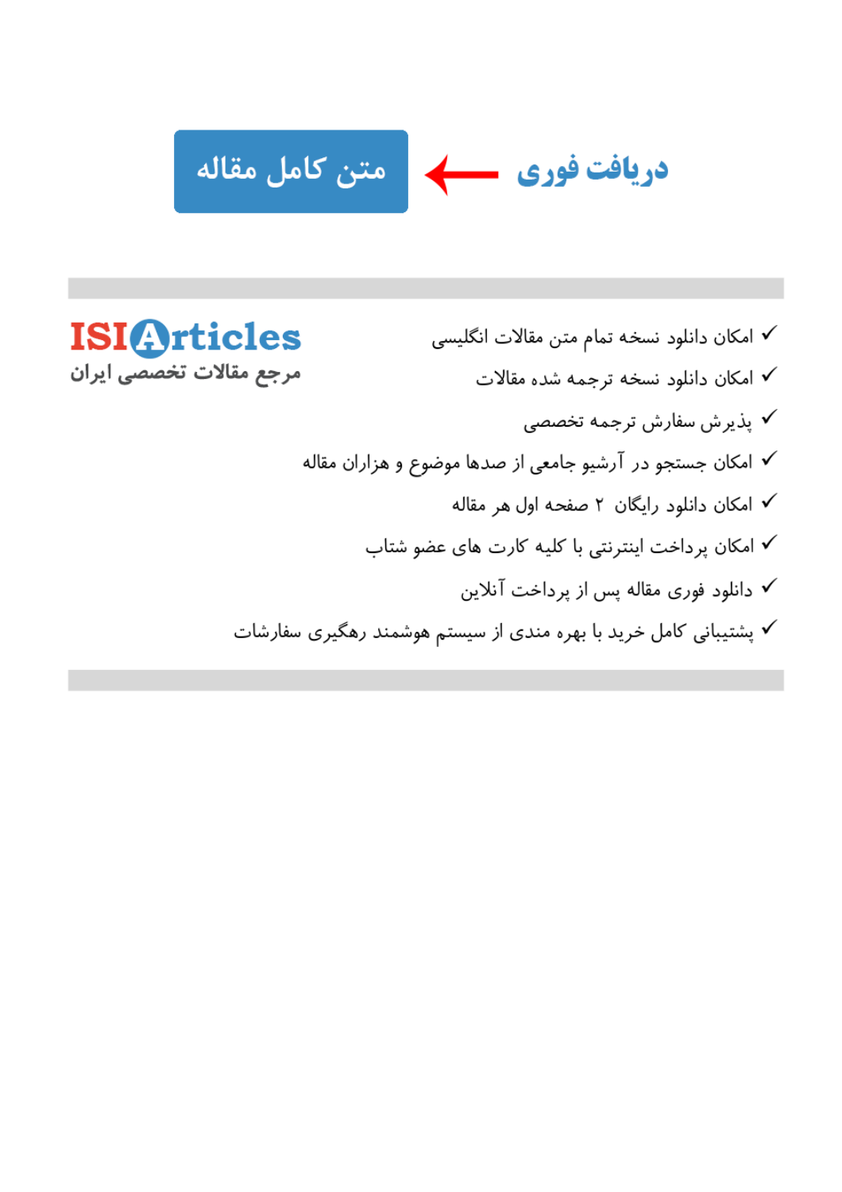دریافت فوری ← **متن کامل مقاله**

**ISIArticles**
مرجع مقالات تخصصی ایران

- ✓ امکان دانلود نسخه تمام متن مقالات انگلیسی
- ✓ امکان دانلود نسخه ترجمه شده مقالات
- ✓ پذیرش سفارش ترجمه تخصصی
- ✓ امکان جستجو در آرشیو جامعی از صدها موضوع و هزاران مقاله
- ✓ امکان دانلود رایگان ۲ صفحه اول هر مقاله
- ✓ امکان پرداخت اینترنتی با کلیه کارت های عضو شتاب
- ✓ دانلود فوری مقاله پس از پرداخت آنلاین
- ✓ پشتیبانی کامل خرید با بهره مندی از سیستم هوشمند رهگیری سفارشات